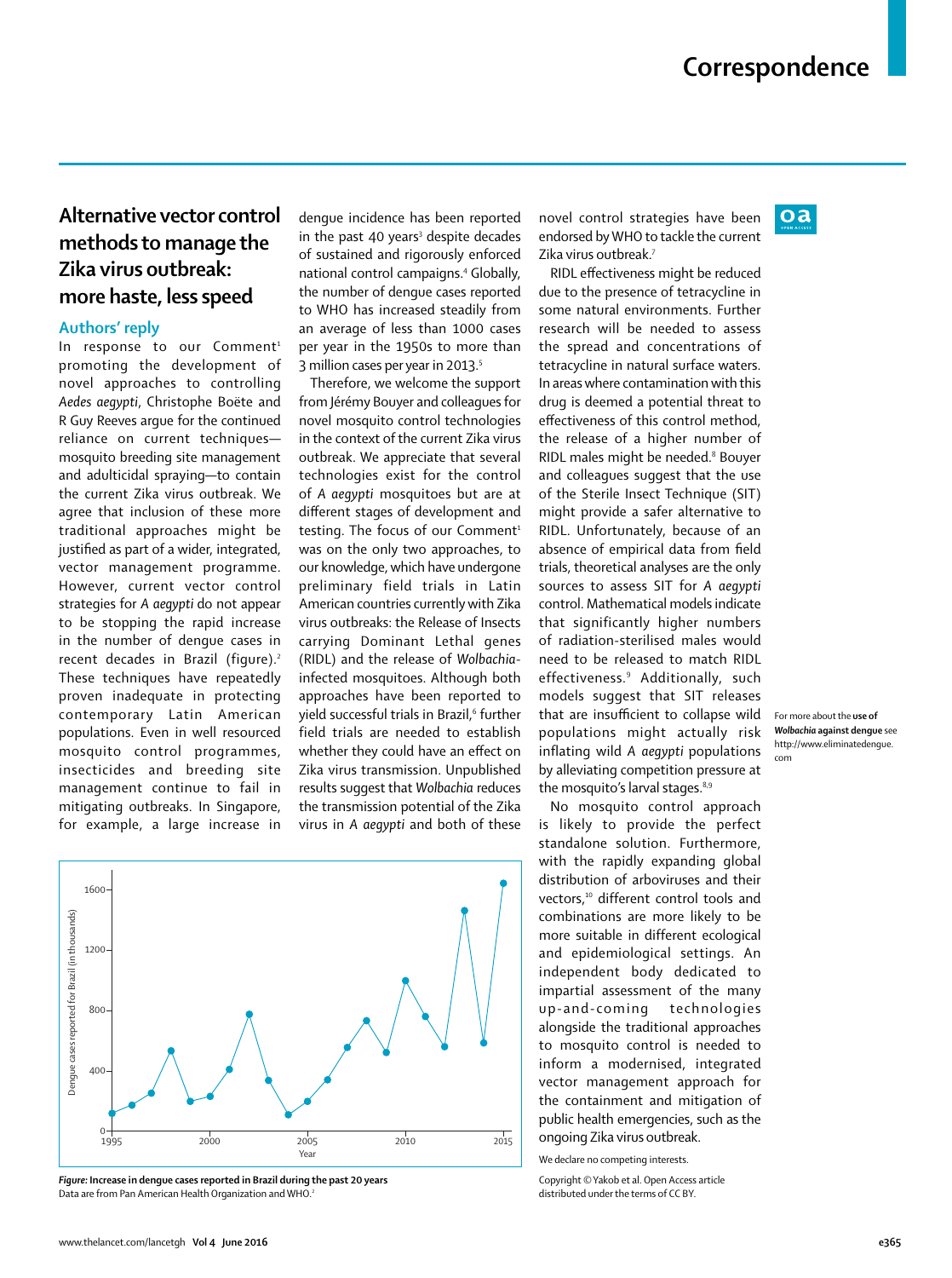# Alternative vector control methods to manage the Zika virus outbreak: more haste, less speed

## Authors' reply

In response to our Comment[1] promoting the development of novel approaches to controlling *Aedes aegypti*, Christophe Boëte and R Guy Reeves argue for the continued reliance on current techniques—mosquito breeding site management and adulticidal spraying—to contain the current Zika virus outbreak. We agree that inclusion of these more traditional approaches might be justified as part of a wider, integrated, vector management programme. However, current vector control strategies for *A aegypti* do not appear to be stopping the rapid increase in the number of dengue cases in recent decades in Brazil (figure).[2] These techniques have repeatedly proven inadequate in protecting contemporary Latin American populations. Even in well resourced mosquito control programmes, insecticides and breeding site management continue to fail in mitigating outbreaks. In Singapore, for example, a large increase in dengue incidence has been reported in the past 40 years[3] despite decades of sustained and rigorously enforced national control campaigns.[4] Globally, the number of dengue cases reported to WHO has increased steadily from an average of less than 1000 cases per year in the 1950s to more than 3 million cases per year in 2013.[5]

Therefore, we welcome the support from Jérémy Bouyer and colleagues for novel mosquito control technologies in the context of the current Zika virus outbreak. We appreciate that several technologies exist for the control of *A aegypti* mosquitoes but are at different stages of development and testing. The focus of our Comment[1] was on the only two approaches, to our knowledge, which have undergone preliminary field trials in Latin American countries currently with Zika virus outbreaks: the Release of Insects carrying Dominant Lethal genes (RIDL) and the release of *Wolbachia*-infected mosquitoes. Although both approaches have been reported to yield successful trials in Brazil,[6] further field trials are needed to establish whether they could have an effect on Zika virus transmission. Unpublished results suggest that *Wolbachia* reduces the transmission potential of the Zika virus in *A aegypti* and both of these novel control strategies have been endorsed by WHO to tackle the current Zika virus outbreak.[7]

RIDL effectiveness might be reduced due to the presence of tetracycline in some natural environments. Further research will be needed to assess the spread and concentrations of tetracycline in natural surface waters. In areas where contamination with this drug is deemed a potential threat to effectiveness of this control method, the release of a higher number of RIDL males might be needed.[8] Bouyer and colleagues suggest that the use of the Sterile Insect Technique (SIT) might provide a safer alternative to RIDL. Unfortunately, because of an absence of empirical data from field trials, theoretical analyses are the only sources to assess SIT for *A aegypti* control. Mathematical models indicate that significantly higher numbers of radiation-sterilised males would need to be released to match RIDL effectiveness.[9] Additionally, such models suggest that SIT releases that are insufficient to collapse wild populations might actually risk inflating wild *A aegypti* populations by alleviating competition pressure at the mosquito's larval stages.[8,9]

No mosquito control approach is likely to provide the perfect standalone solution. Furthermore, with the rapidly expanding global distribution of arboviruses and their vectors,[10] different control tools and combinations are more likely to be more suitable in different ecological and epidemiological settings. An independent body dedicated to impartial assessment of the many up-and-coming technologies alongside the traditional approaches to mosquito control is needed to inform a modernised, integrated vector management approach for the containment and mitigation of public health emergencies, such as the ongoing Zika virus outbreak.

We declare no competing interests.

Copyright © Yakob et al. Open Access article distributed under the terms of CC BY.

*Figure:* **Increase in dengue cases reported in Brazil during the past 20 years**
Data are from Pan American Health Organization and WHO.[2]

For more about the **use of *Wolbachia* against dengue** see http://www.eliminatedengue.com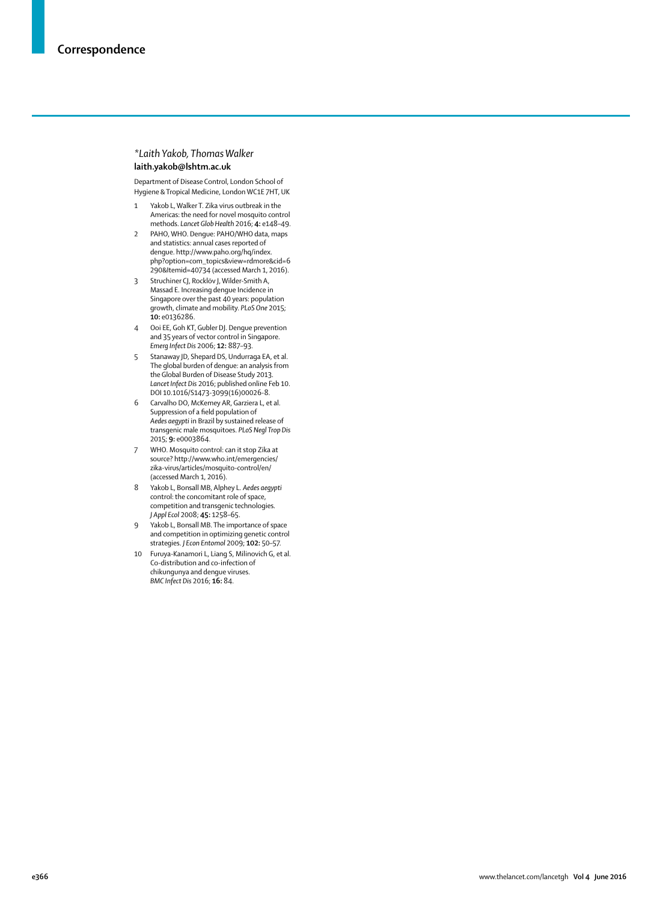*Laith Yakob, Thomas Walker
**laith.yakob@lshtm.ac.uk**

Department of Disease Control, London School of Hygiene & Tropical Medicine, London WC1E 7HT, UK

1. Yakob L, Walker T. Zika virus outbreak in the Americas: the need for novel mosquito control methods. *Lancet Glob Health* 2016; **4:** e148–49.
2. PAHO, WHO. Dengue: PAHO/WHO data, maps and statistics: annual cases reported of dengue. http://www.paho.org/hq/index.php?option=com_topics&view=rdmore&cid=6290&Itemid=40734 (accessed March 1, 2016).
3. Struchiner CJ, Rocklöv J, Wilder-Smith A, Massad E. Increasing dengue Incidence in Singapore over the past 40 years: population growth, climate and mobility. *PLoS One* 2015; **10:** e0136286.
4. Ooi EE, Goh KT, Gubler DJ. Dengue prevention and 35 years of vector control in Singapore. *Emerg Infect Dis* 2006; **12:** 887–93.
5. Stanaway JD, Shepard DS, Undurraga EA, et al. The global burden of dengue: an analysis from the Global Burden of Disease Study 2013. *Lancet Infect Dis* 2016; published online Feb 10. DOI 10.1016/S1473-3099(16)00026-8.
6. Carvalho DO, McKemey AR, Garziera L, et al. Suppression of a field population of *Aedes aegypti* in Brazil by sustained release of transgenic male mosquitoes. *PLoS Negl Trop Dis* 2015; **9:** e0003864.
7. WHO. Mosquito control: can it stop Zika at source? http://www.who.int/emergencies/zika-virus/articles/mosquito-control/en/ (accessed March 1, 2016).
8. Yakob L, Bonsall MB, Alphey L. *Aedes aegypti* control: the concomitant role of space, competition and transgenic technologies. *J Appl Ecol* 2008; **45:** 1258–65.
9. Yakob L, Bonsall MB. The importance of space and competition in optimizing genetic control strategies. *J Econ Entomol* 2009; **102:** 50–57.
10. Furuya-Kanamori L, Liang S, Milinovich G, et al. Co-distribution and co-infection of chikungunya and dengue viruses. *BMC Infect Dis* 2016; **16:** 84.